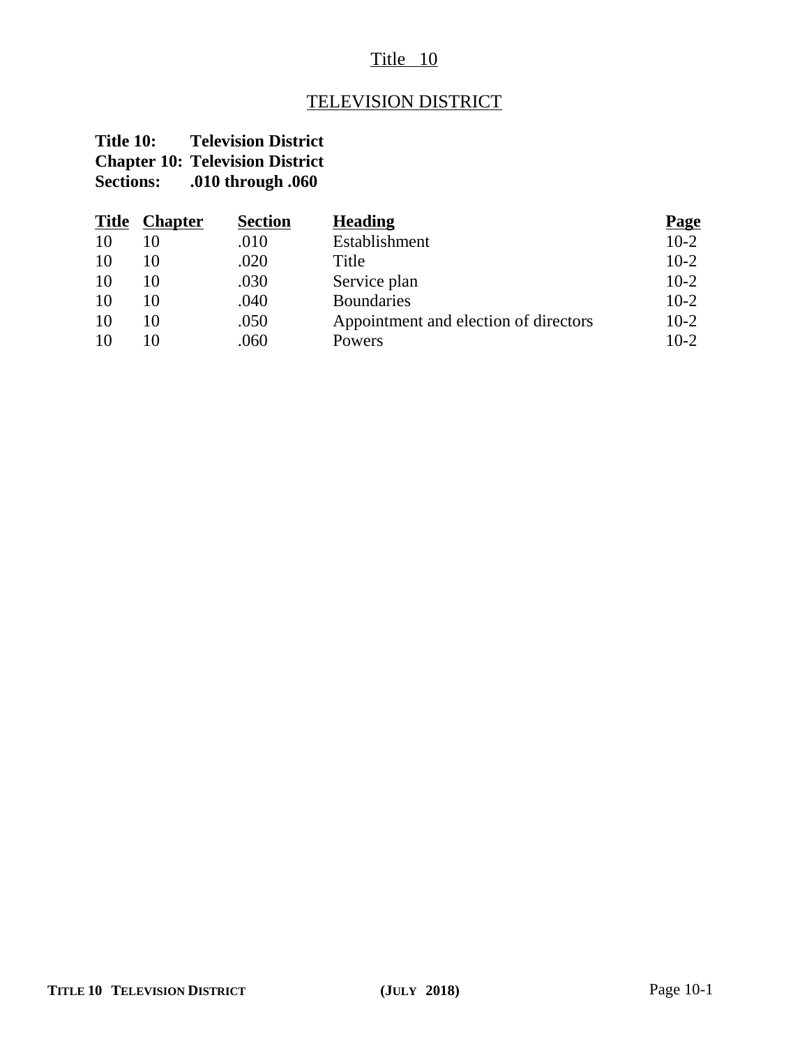# Title 10

## TELEVISION DISTRICT

**Title 10: Television District**
**Chapter 10: Television District**
**Sections: .010 through .060**

| Title | Chapter | Section | Heading | Page |
|---|---|---|---|---|
| 10 | 10 | .010 | Establishment | 10-2 |
| 10 | 10 | .020 | Title | 10-2 |
| 10 | 10 | .030 | Service plan | 10-2 |
| 10 | 10 | .040 | Boundaries | 10-2 |
| 10 | 10 | .050 | Appointment and election of directors | 10-2 |
| 10 | 10 | .060 | Powers | 10-2 |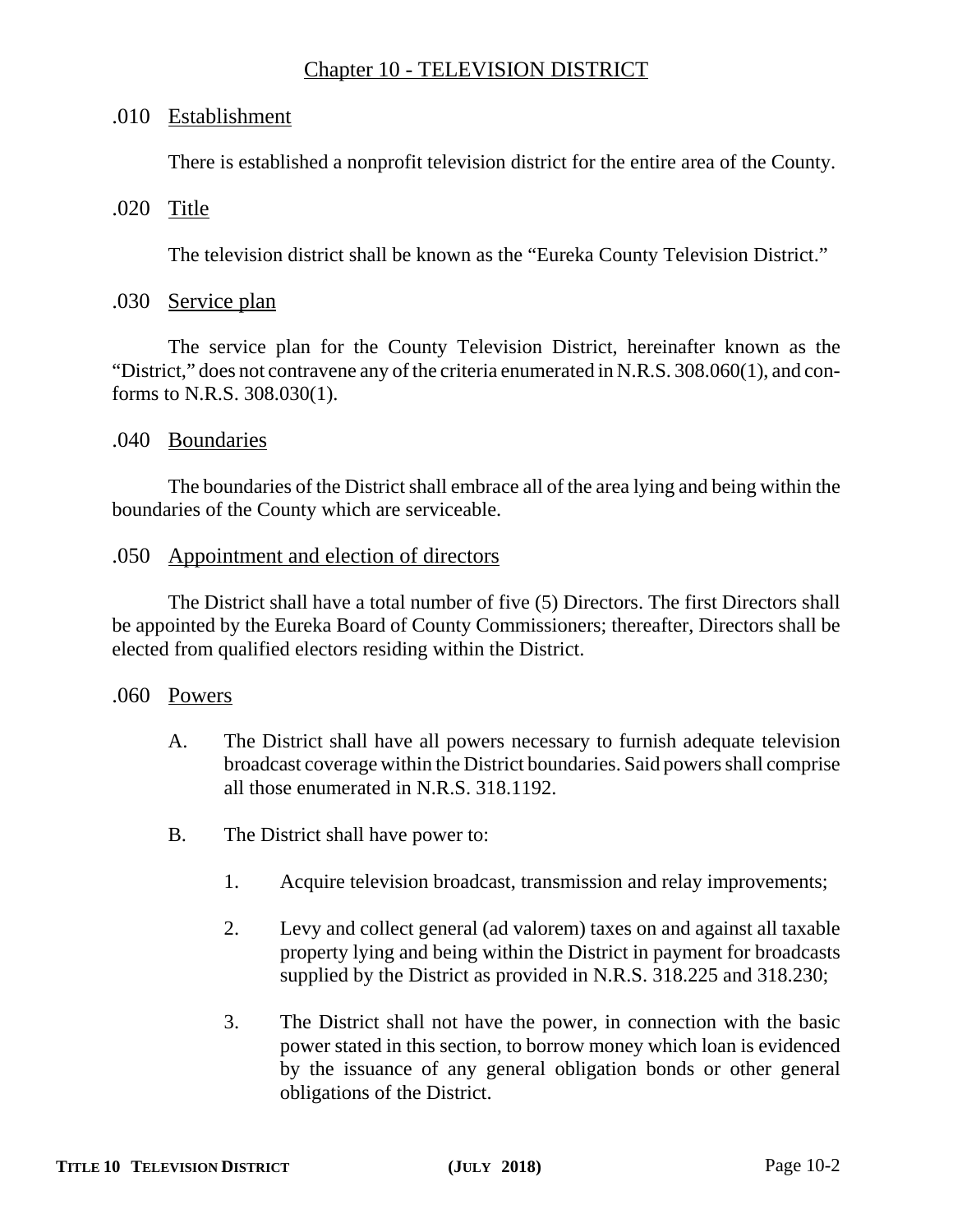# Chapter 10 - TELEVISION DISTRICT

## .010 Establishment

There is established a nonprofit television district for the entire area of the County.

## .020 Title

The television district shall be known as the "Eureka County Television District."

## .030 Service plan

The service plan for the County Television District, hereinafter known as the "District," does not contravene any of the criteria enumerated in N.R.S. 308.060(1), and conforms to N.R.S. 308.030(1).

## .040 Boundaries

The boundaries of the District shall embrace all of the area lying and being within the boundaries of the County which are serviceable.

## .050 Appointment and election of directors

The District shall have a total number of five (5) Directors. The first Directors shall be appointed by the Eureka Board of County Commissioners; thereafter, Directors shall be elected from qualified electors residing within the District.

## .060 Powers

A. The District shall have all powers necessary to furnish adequate television broadcast coverage within the District boundaries. Said powers shall comprise all those enumerated in N.R.S. 318.1192.

B. The District shall have power to:

   1. Acquire television broadcast, transmission and relay improvements;

   2. Levy and collect general (ad valorem) taxes on and against all taxable property lying and being within the District in payment for broadcasts supplied by the District as provided in N.R.S. 318.225 and 318.230;

   3. The District shall not have the power, in connection with the basic power stated in this section, to borrow money which loan is evidenced by the issuance of any general obligation bonds or other general obligations of the District.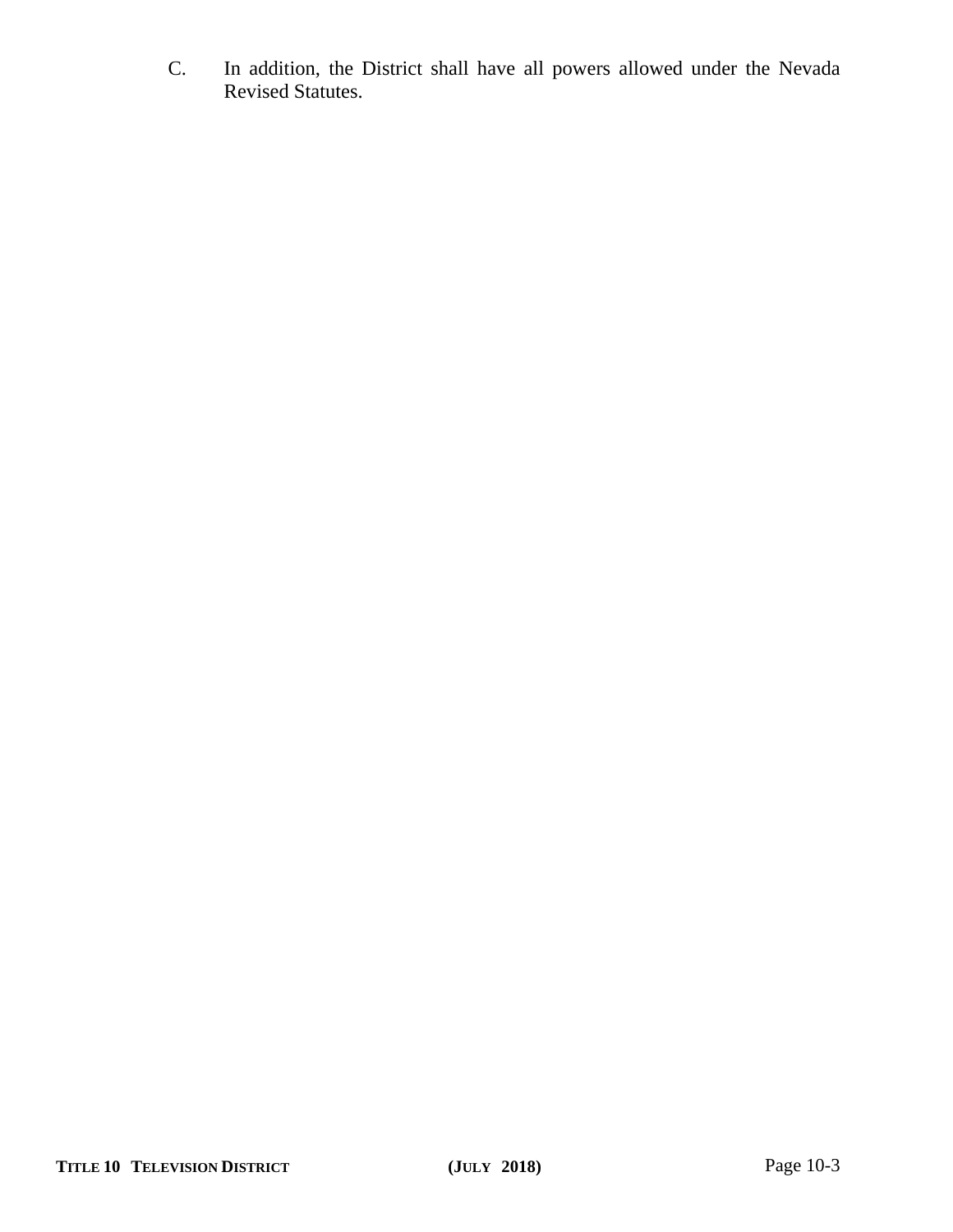C. In addition, the District shall have all powers allowed under the Nevada Revised Statutes.